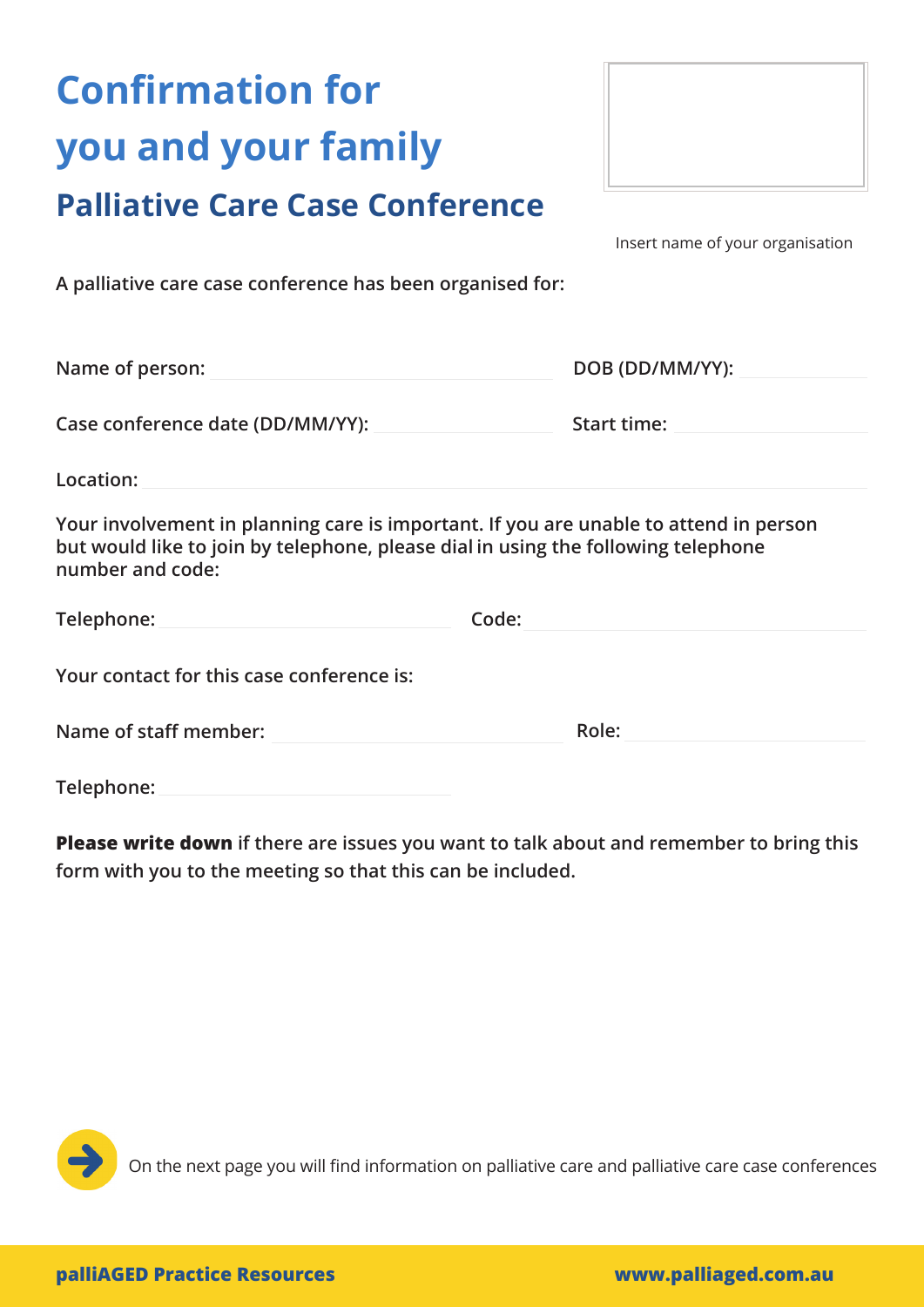# Confirmation for you and your family

## Palliative Care Case Conference

Insert name of your organisation

**A palliative care case conference has been organised for:**

**Name of person:** ______________________ **DOB (DD/MM/YY):** ____________

**Case conference date (DD/MM/YY):** ____________ **Start time:** ____________

**Location:** ______________________________________________

**Your involvement in planning care is important. If you are unable to attend in person but would like to join by telephone, please dial in using the following telephone number and code:**

**Telephone:** ____________________ **Code:** ____________________

**Your contact for this case conference is:**

**Name of staff member:** ____________________ **Role:** ____________________

**Telephone:** ____________________

**Please write down** if there are issues you want to talk about and remember to bring this form with you to the meeting so that this can be included.

On the next page you will find information on palliative care and palliative care case conferences

**palliAGED Practice Resources** **www.palliaged.com.au**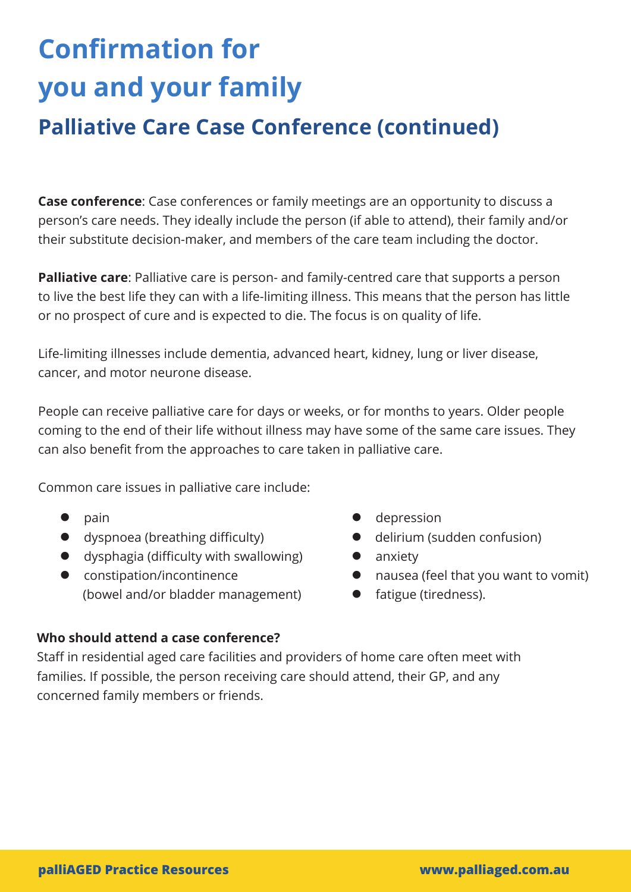# Confirmation for you and your family

## Palliative Care Case Conference (continued)

**Case conference**: Case conferences or family meetings are an opportunity to discuss a person's care needs. They ideally include the person (if able to attend), their family and/or their substitute decision-maker, and members of the care team including the doctor.

**Palliative care**: Palliative care is person- and family-centred care that supports a person to live the best life they can with a life-limiting illness. This means that the person has little or no prospect of cure and is expected to die. The focus is on quality of life.

Life-limiting illnesses include dementia, advanced heart, kidney, lung or liver disease, cancer, and motor neurone disease.

People can receive palliative care for days or weeks, or for months to years. Older people coming to the end of their life without illness may have some of the same care issues. They can also benefit from the approaches to care taken in palliative care.

Common care issues in palliative care include:

- pain
- dyspnoea (breathing difficulty)
- dysphagia (difficulty with swallowing)
- constipation/incontinence (bowel and/or bladder management)
- depression
- delirium (sudden confusion)
- anxiety
- nausea (feel that you want to vomit)
- fatigue (tiredness).

**Who should attend a case conference?**

Staff in residential aged care facilities and providers of home care often meet with families. If possible, the person receiving care should attend, their GP, and any concerned family members or friends.